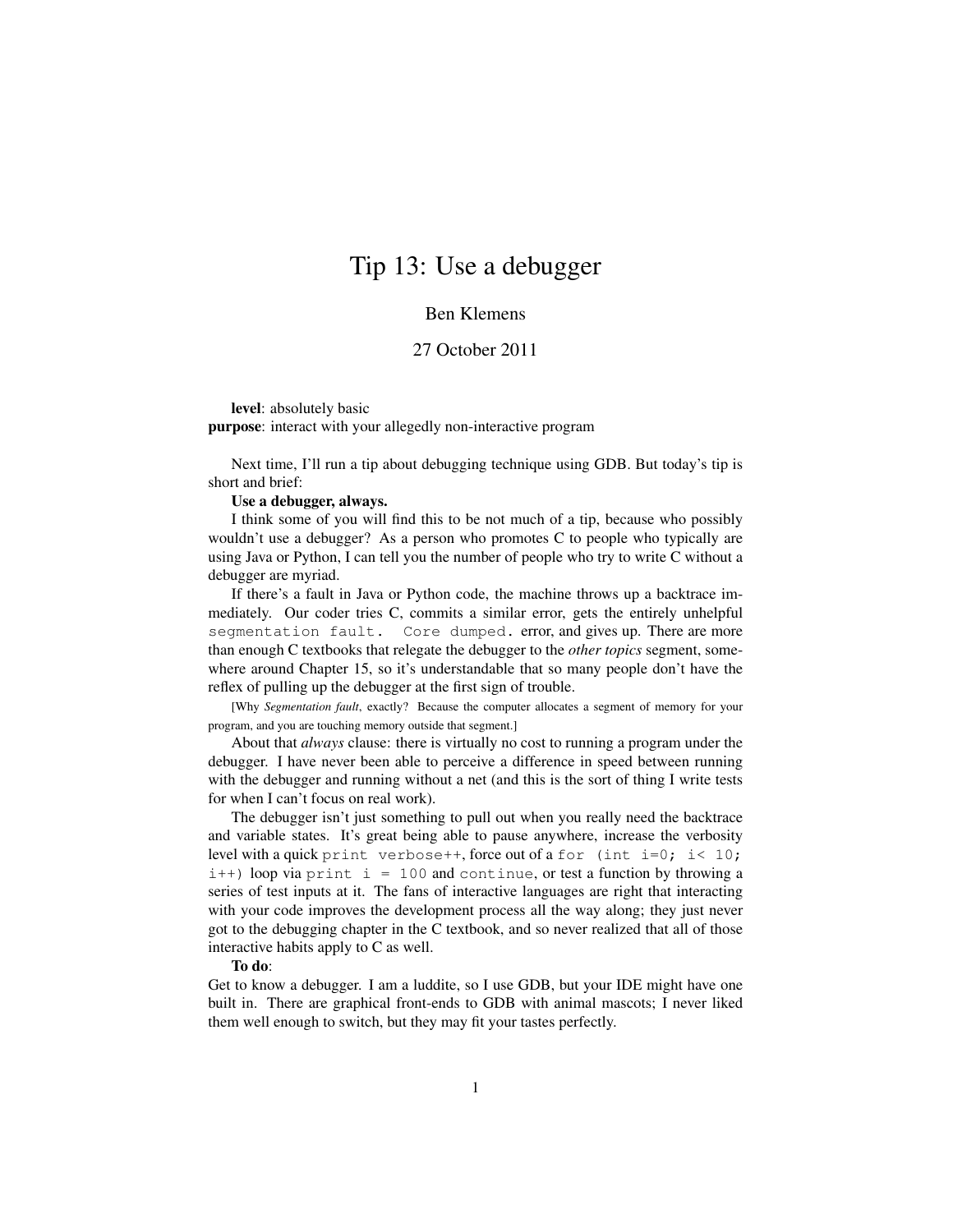# Tip 13: Use a debugger

Ben Klemens

27 October 2011

**level**: absolutely basic
**purpose**: interact with your allegedly non-interactive program

Next time, I'll run a tip about debugging technique using GDB. But today's tip is short and brief:

**Use a debugger, always.**

I think some of you will find this to be not much of a tip, because who possibly wouldn't use a debugger? As a person who promotes C to people who typically are using Java or Python, I can tell you the number of people who try to write C without a debugger are myriad.

If there's a fault in Java or Python code, the machine throws up a backtrace immediately. Our coder tries C, commits a similar error, gets the entirely unhelpful `segmentation fault. Core dumped.` error, and gives up. There are more than enough C textbooks that relegate the debugger to the *other topics* segment, somewhere around Chapter 15, so it's understandable that so many people don't have the reflex of pulling up the debugger at the first sign of trouble.

[Why *Segmentation fault*, exactly? Because the computer allocates a segment of memory for your program, and you are touching memory outside that segment.]

About that *always* clause: there is virtually no cost to running a program under the debugger. I have never been able to perceive a difference in speed between running with the debugger and running without a net (and this is the sort of thing I write tests for when I can't focus on real work).

The debugger isn't just something to pull out when you really need the backtrace and variable states. It's great being able to pause anywhere, increase the verbosity level with a quick `print verbose++`, force out of a `for (int i=0; i< 10; i++)` loop via `print i = 100` and `continue`, or test a function by throwing a series of test inputs at it. The fans of interactive languages are right that interacting with your code improves the development process all the way along; they just never got to the debugging chapter in the C textbook, and so never realized that all of those interactive habits apply to C as well.

**To do**:
Get to know a debugger. I am a luddite, so I use GDB, but your IDE might have one built in. There are graphical front-ends to GDB with animal mascots; I never liked them well enough to switch, but they may fit your tastes perfectly.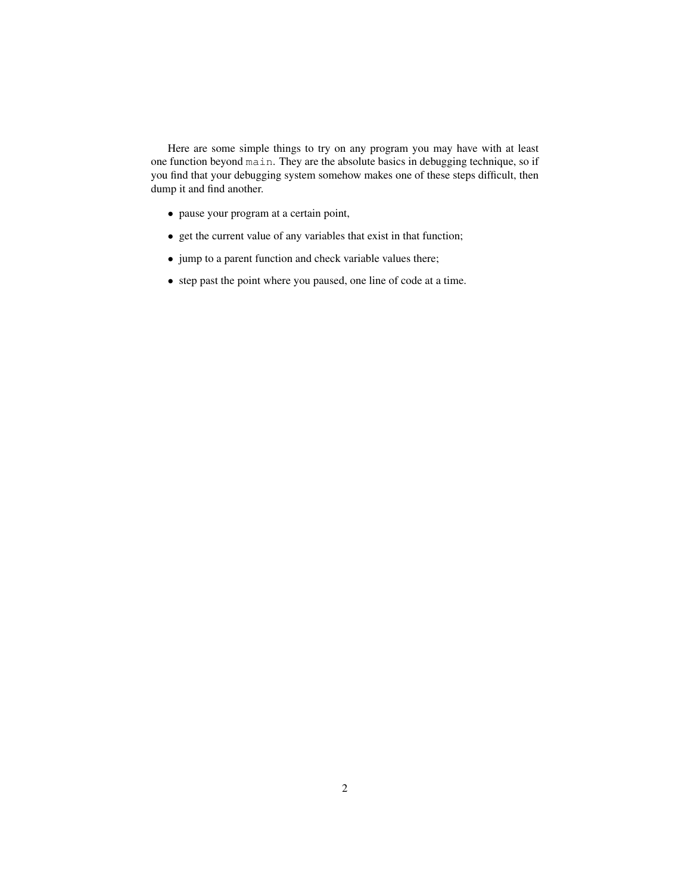Here are some simple things to try on any program you may have with at least one function beyond `main`. They are the absolute basics in debugging technique, so if you find that your debugging system somehow makes one of these steps difficult, then dump it and find another.

- pause your program at a certain point,
- get the current value of any variables that exist in that function;
- jump to a parent function and check variable values there;
- step past the point where you paused, one line of code at a time.